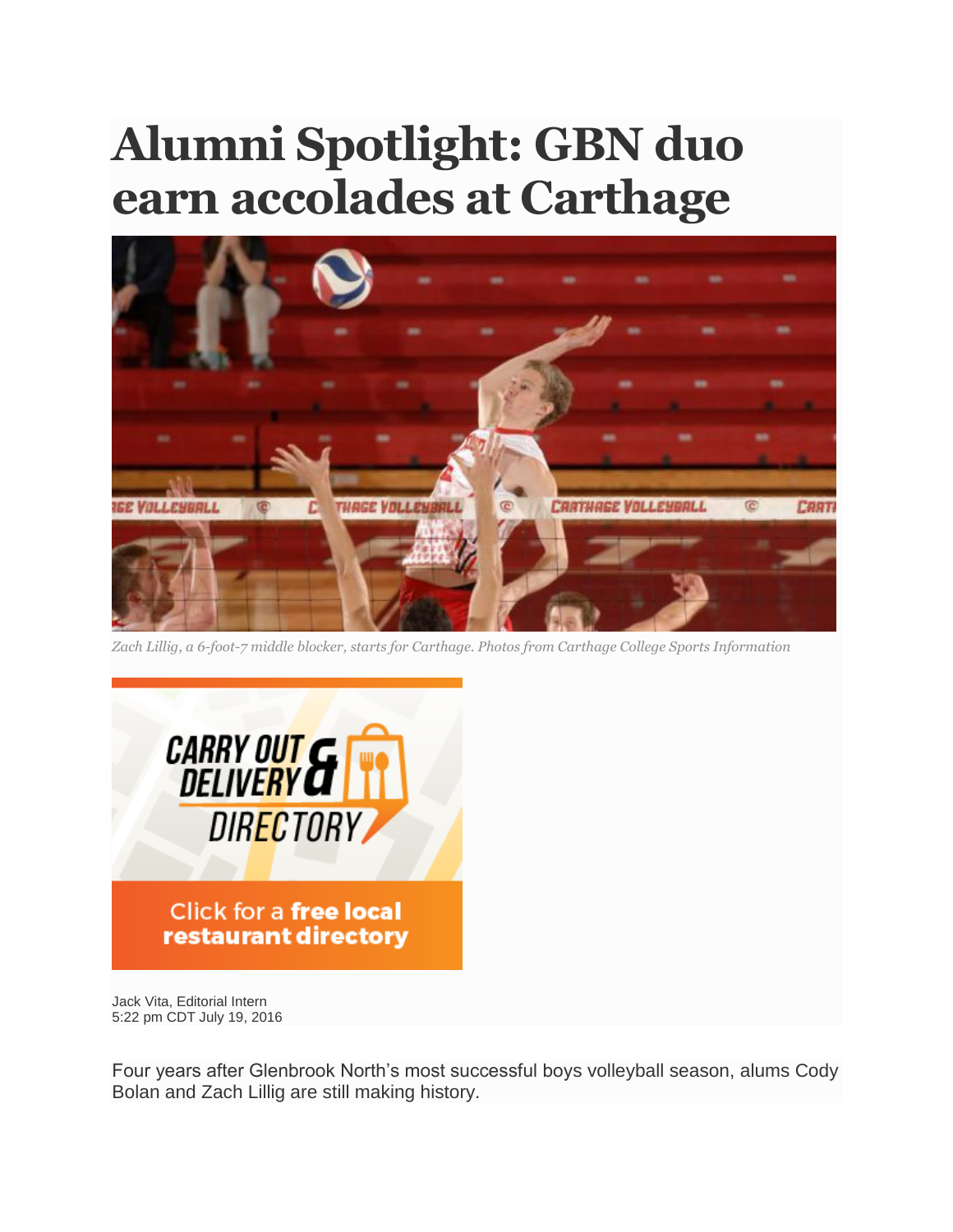# Alumni Spotlight: GBN duo earn accolades at Carthage

*Zach Lillig, a 6-foot-7 middle blocker, starts for Carthage. Photos from Carthage College Sports Information*

Jack Vita, Editorial Intern
5:22 pm CDT July 19, 2016

Four years after Glenbrook North's most successful boys volleyball season, alums Cody Bolan and Zach Lillig are still making history.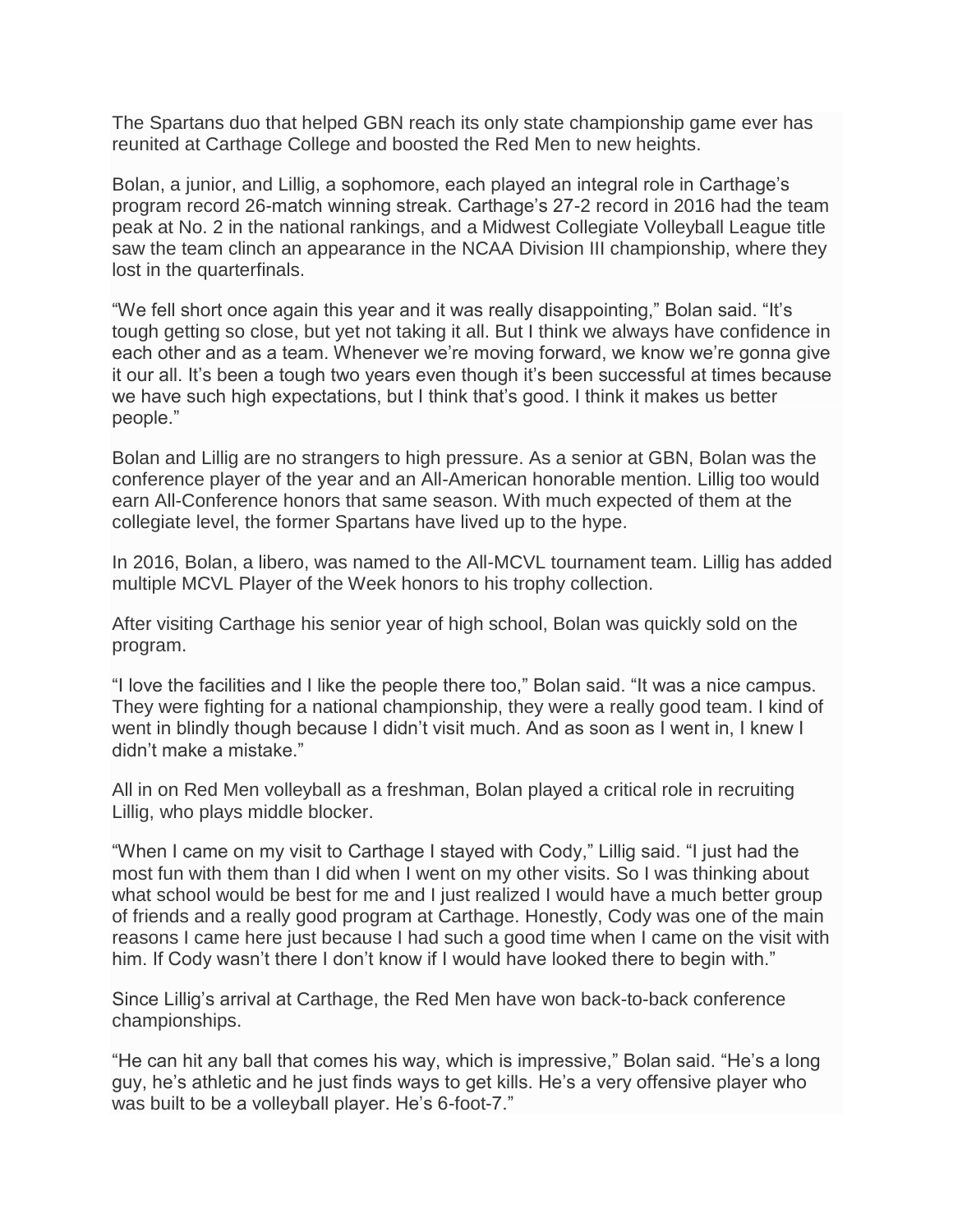The Spartans duo that helped GBN reach its only state championship game ever has reunited at Carthage College and boosted the Red Men to new heights.

Bolan, a junior, and Lillig, a sophomore, each played an integral role in Carthage's program record 26-match winning streak. Carthage's 27-2 record in 2016 had the team peak at No. 2 in the national rankings, and a Midwest Collegiate Volleyball League title saw the team clinch an appearance in the NCAA Division III championship, where they lost in the quarterfinals.

"We fell short once again this year and it was really disappointing," Bolan said. "It's tough getting so close, but yet not taking it all. But I think we always have confidence in each other and as a team. Whenever we're moving forward, we know we're gonna give it our all. It's been a tough two years even though it's been successful at times because we have such high expectations, but I think that's good. I think it makes us better people."

Bolan and Lillig are no strangers to high pressure. As a senior at GBN, Bolan was the conference player of the year and an All-American honorable mention. Lillig too would earn All-Conference honors that same season. With much expected of them at the collegiate level, the former Spartans have lived up to the hype.

In 2016, Bolan, a libero, was named to the All-MCVL tournament team. Lillig has added multiple MCVL Player of the Week honors to his trophy collection.

After visiting Carthage his senior year of high school, Bolan was quickly sold on the program.

"I love the facilities and I like the people there too," Bolan said. "It was a nice campus. They were fighting for a national championship, they were a really good team. I kind of went in blindly though because I didn't visit much. And as soon as I went in, I knew I didn't make a mistake."

All in on Red Men volleyball as a freshman, Bolan played a critical role in recruiting Lillig, who plays middle blocker.

"When I came on my visit to Carthage I stayed with Cody," Lillig said. "I just had the most fun with them than I did when I went on my other visits. So I was thinking about what school would be best for me and I just realized I would have a much better group of friends and a really good program at Carthage. Honestly, Cody was one of the main reasons I came here just because I had such a good time when I came on the visit with him. If Cody wasn't there I don't know if I would have looked there to begin with."

Since Lillig's arrival at Carthage, the Red Men have won back-to-back conference championships.

"He can hit any ball that comes his way, which is impressive," Bolan said. "He's a long guy, he's athletic and he just finds ways to get kills. He's a very offensive player who was built to be a volleyball player. He's 6-foot-7."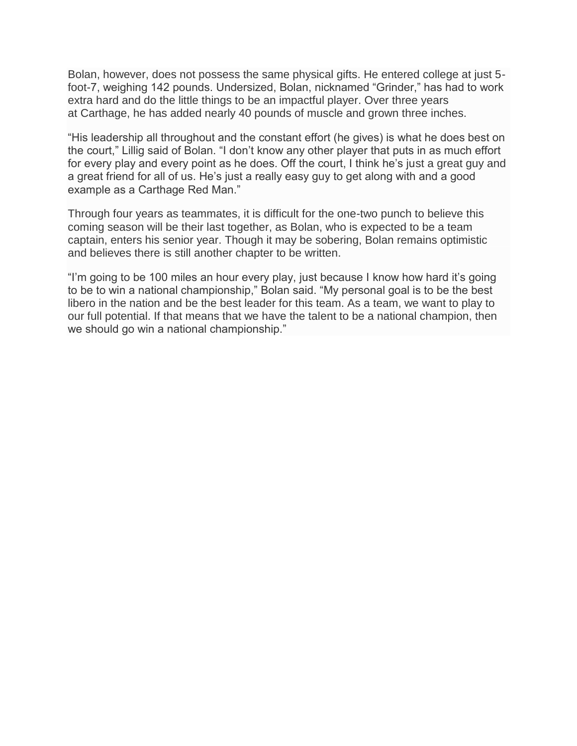Bolan, however, does not possess the same physical gifts. He entered college at just 5-foot-7, weighing 142 pounds. Undersized, Bolan, nicknamed "Grinder," has had to work extra hard and do the little things to be an impactful player. Over three years at Carthage, he has added nearly 40 pounds of muscle and grown three inches.

"His leadership all throughout and the constant effort (he gives) is what he does best on the court," Lillig said of Bolan. "I don't know any other player that puts in as much effort for every play and every point as he does. Off the court, I think he's just a great guy and a great friend for all of us. He's just a really easy guy to get along with and a good example as a Carthage Red Man."

Through four years as teammates, it is difficult for the one-two punch to believe this coming season will be their last together, as Bolan, who is expected to be a team captain, enters his senior year. Though it may be sobering, Bolan remains optimistic and believes there is still another chapter to be written.

"I'm going to be 100 miles an hour every play, just because I know how hard it's going to be to win a national championship," Bolan said. "My personal goal is to be the best libero in the nation and be the best leader for this team. As a team, we want to play to our full potential. If that means that we have the talent to be a national champion, then we should go win a national championship."